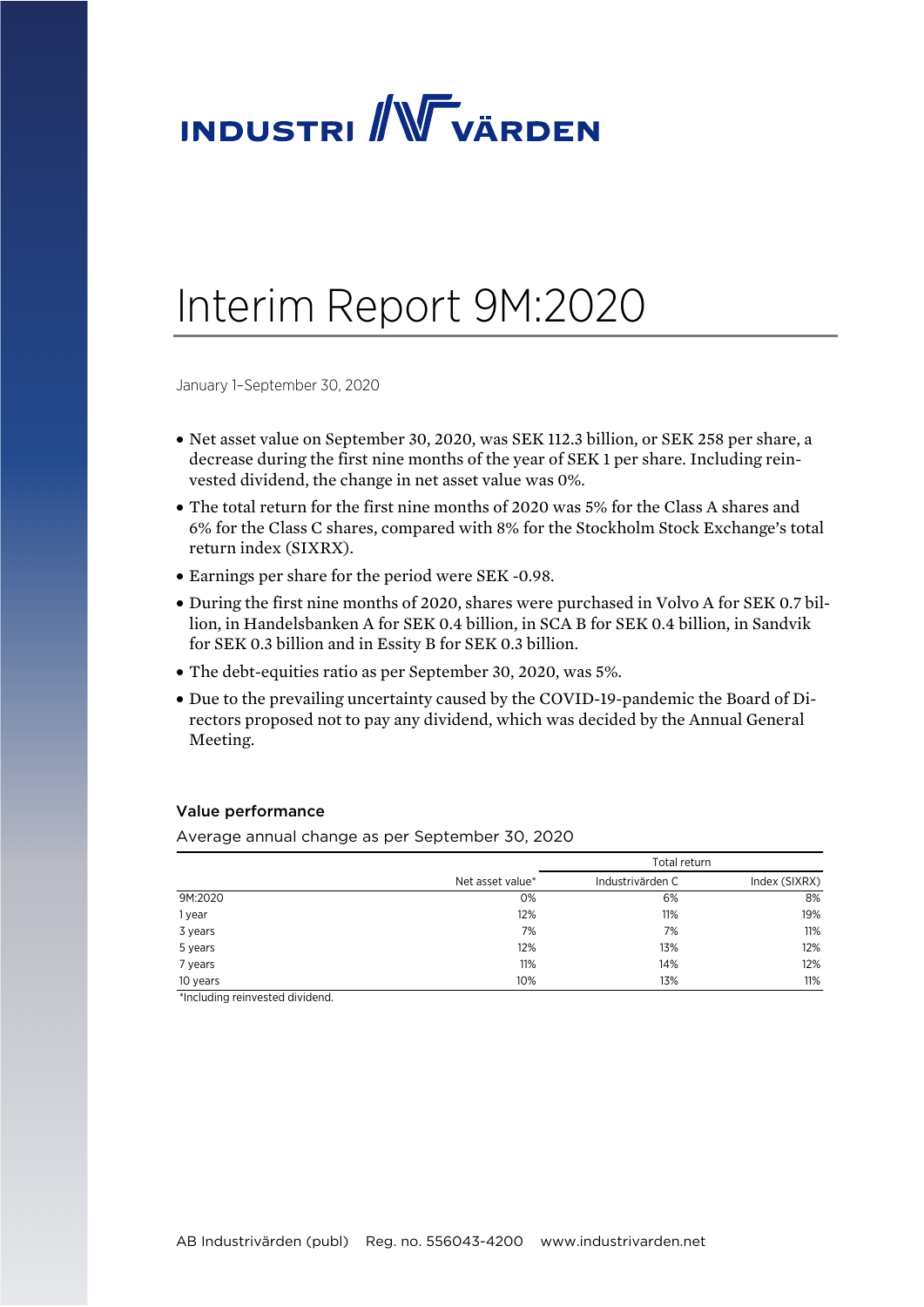# INDUSTRIVÄRDEN

# Interim Report 9M:2020

January 1–September 30, 2020

- Net asset value on September 30, 2020, was SEK 112.3 billion, or SEK 258 per share, a decrease during the first nine months of the year of SEK 1 per share. Including reinvested dividend, the change in net asset value was 0%.
- The total return for the first nine months of 2020 was 5% for the Class A shares and 6% for the Class C shares, compared with 8% for the Stockholm Stock Exchange's total return index (SIXRX).
- Earnings per share for the period were SEK -0.98.
- During the first nine months of 2020, shares were purchased in Volvo A for SEK 0.7 billion, in Handelsbanken A for SEK 0.4 billion, in SCA B for SEK 0.4 billion, in Sandvik for SEK 0.3 billion and in Essity B for SEK 0.3 billion.
- The debt-equities ratio as per September 30, 2020, was 5%.
- Due to the prevailing uncertainty caused by the COVID-19-pandemic the Board of Directors proposed not to pay any dividend, which was decided by the Annual General Meeting.

### Value performance

Average annual change as per September 30, 2020

| | | Total return | |
|---|---|---|---|
| | Net asset value* | Industrivärden C | Index (SIXRX) |
| 9M:2020 | 0% | 6% | 8% |
| 1 year | 12% | 11% | 19% |
| 3 years | 7% | 7% | 11% |
| 5 years | 12% | 13% | 12% |
| 7 years | 11% | 14% | 12% |
| 10 years | 10% | 13% | 11% |

*Including reinvested dividend.

AB Industrivärden (publ) Reg. no. 556043-4200 www.industrivarden.net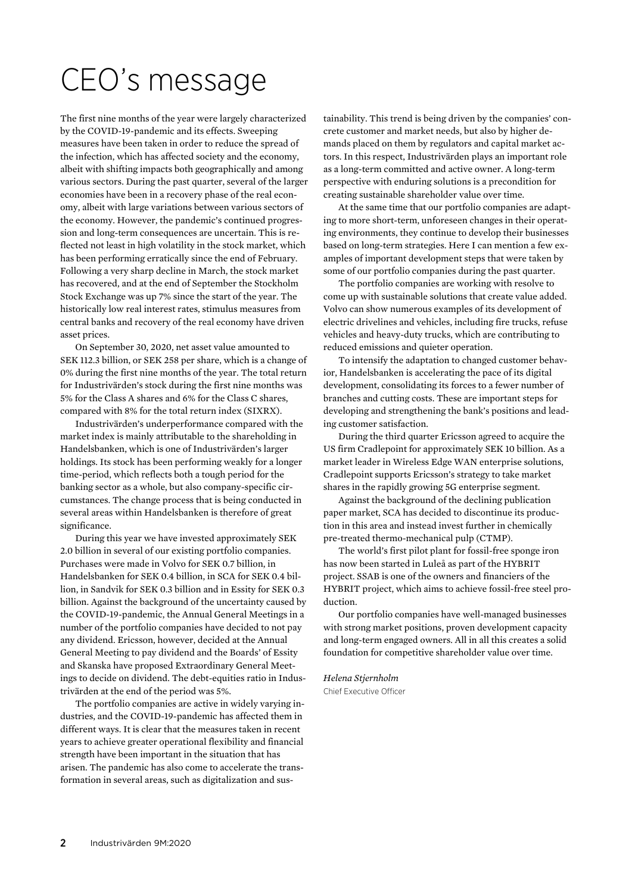# CEO's message

The first nine months of the year were largely characterized by the COVID-19-pandemic and its effects. Sweeping measures have been taken in order to reduce the spread of the infection, which has affected society and the economy, albeit with shifting impacts both geographically and among various sectors. During the past quarter, several of the larger economies have been in a recovery phase of the real economy, albeit with large variations between various sectors of the economy. However, the pandemic's continued progression and long-term consequences are uncertain. This is reflected not least in high volatility in the stock market, which has been performing erratically since the end of February. Following a very sharp decline in March, the stock market has recovered, and at the end of September the Stockholm Stock Exchange was up 7% since the start of the year. The historically low real interest rates, stimulus measures from central banks and recovery of the real economy have driven asset prices.

On September 30, 2020, net asset value amounted to SEK 112.3 billion, or SEK 258 per share, which is a change of 0% during the first nine months of the year. The total return for Industrivärden's stock during the first nine months was 5% for the Class A shares and 6% for the Class C shares, compared with 8% for the total return index (SIXRX).

Industrivärden's underperformance compared with the market index is mainly attributable to the shareholding in Handelsbanken, which is one of Industrivärden's larger holdings. Its stock has been performing weakly for a longer time-period, which reflects both a tough period for the banking sector as a whole, but also company-specific circumstances. The change process that is being conducted in several areas within Handelsbanken is therefore of great significance.

During this year we have invested approximately SEK 2.0 billion in several of our existing portfolio companies. Purchases were made in Volvo for SEK 0.7 billion, in Handelsbanken for SEK 0.4 billion, in SCA for SEK 0.4 billion, in Sandvik for SEK 0.3 billion and in Essity for SEK 0.3 billion. Against the background of the uncertainty caused by the COVID-19-pandemic, the Annual General Meetings in a number of the portfolio companies have decided to not pay any dividend. Ericsson, however, decided at the Annual General Meeting to pay dividend and the Boards' of Essity and Skanska have proposed Extraordinary General Meetings to decide on dividend. The debt-equities ratio in Industrivärden at the end of the period was 5%.

The portfolio companies are active in widely varying industries, and the COVID-19-pandemic has affected them in different ways. It is clear that the measures taken in recent years to achieve greater operational flexibility and financial strength have been important in the situation that has arisen. The pandemic has also come to accelerate the transformation in several areas, such as digitalization and sustainability. This trend is being driven by the companies' concrete customer and market needs, but also by higher demands placed on them by regulators and capital market actors. In this respect, Industrivärden plays an important role as a long-term committed and active owner. A long-term perspective with enduring solutions is a precondition for creating sustainable shareholder value over time.

At the same time that our portfolio companies are adapting to more short-term, unforeseen changes in their operating environments, they continue to develop their businesses based on long-term strategies. Here I can mention a few examples of important development steps that were taken by some of our portfolio companies during the past quarter.

The portfolio companies are working with resolve to come up with sustainable solutions that create value added. Volvo can show numerous examples of its development of electric drivelines and vehicles, including fire trucks, refuse vehicles and heavy-duty trucks, which are contributing to reduced emissions and quieter operation.

To intensify the adaptation to changed customer behavior, Handelsbanken is accelerating the pace of its digital development, consolidating its forces to a fewer number of branches and cutting costs. These are important steps for developing and strengthening the bank's positions and leading customer satisfaction.

During the third quarter Ericsson agreed to acquire the US firm Cradlepoint for approximately SEK 10 billion. As a market leader in Wireless Edge WAN enterprise solutions, Cradlepoint supports Ericsson's strategy to take market shares in the rapidly growing 5G enterprise segment.

Against the background of the declining publication paper market, SCA has decided to discontinue its production in this area and instead invest further in chemically pre-treated thermo-mechanical pulp (CTMP).

The world's first pilot plant for fossil-free sponge iron has now been started in Luleå as part of the HYBRIT project. SSAB is one of the owners and financiers of the HYBRIT project, which aims to achieve fossil-free steel production.

Our portfolio companies have well-managed businesses with strong market positions, proven development capacity and long-term engaged owners. All in all this creates a solid foundation for competitive shareholder value over time.

*Helena Stjernholm*
Chief Executive Officer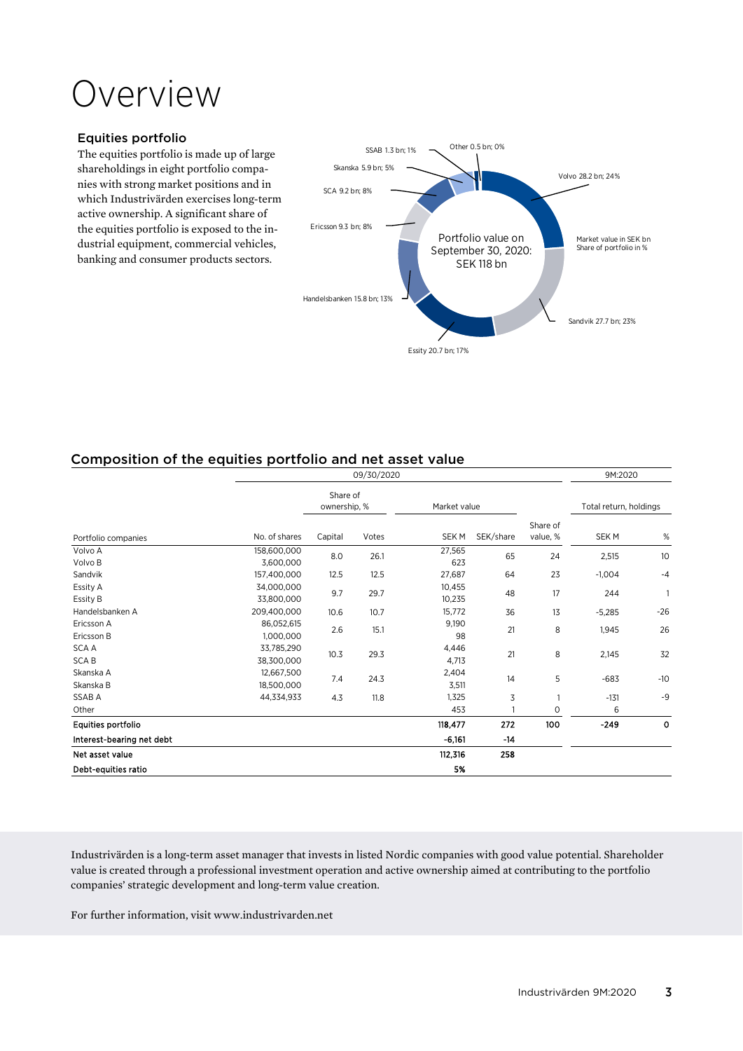# Overview

### Equities portfolio

The equities portfolio is made up of large shareholdings in eight portfolio companies with strong market positions and in which Industrivärden exercises long-term active ownership. A significant share of the equities portfolio is exposed to the industrial equipment, commercial vehicles, banking and consumer products sectors.

Portfolio value on September 30, 2020: SEK 118 bn

Market value in SEK bn
Share of portfolio in %

- Volvo 28.2 bn; 24%
- Sandvik 27.7 bn; 23%
- Essity 20.7 bn; 17%
- Handelsbanken 15.8 bn; 13%
- Ericsson 9.3 bn; 8%
- SCA 9.2 bn; 8%
- Skanska 5.9 bn; 5%
- SSAB 1.3 bn; 1%
- Other 0.5 bn; 0%

## Composition of the equities portfolio and net asset value

| | 09/30/2020 | | | | | | 9M:2020 | |
|---|---|---|---|---|---|---|---|---|
| | | Share of ownership, % | | Market value | | | Total return, holdings | |
| Portfolio companies | No. of shares | Capital | Votes | SEK M | SEK/share | Share of value, % | SEK M | % |
| Volvo A | 158,600,000 | 8.0 | 26.1 | 27,565 | 65 | 24 | 2,515 | 10 |
| Volvo B | 3,600,000 | | | 623 | | | | |
| Sandvik | 157,400,000 | 12.5 | 12.5 | 27,687 | 64 | 23 | -1,004 | -4 |
| Essity A | 34,000,000 | 9.7 | 29.7 | 10,455 | 48 | 17 | 244 | 1 |
| Essity B | 33,800,000 | | | 10,235 | | | | |
| Handelsbanken A | 209,400,000 | 10.6 | 10.7 | 15,772 | 36 | 13 | -5,285 | -26 |
| Ericsson A | 86,052,615 | 2.6 | 15.1 | 9,190 | 21 | 8 | 1,945 | 26 |
| Ericsson B | 1,000,000 | | | 98 | | | | |
| SCA A | 33,785,290 | 10.3 | 29.3 | 4,446 | 21 | 8 | 2,145 | 32 |
| SCA B | 38,300,000 | | | 4,713 | | | | |
| Skanska A | 12,667,500 | 7.4 | 24.3 | 2,404 | 14 | 5 | -683 | -10 |
| Skanska B | 18,500,000 | | | 3,511 | | | | |
| SSAB A | 44,334,933 | 4.3 | 11.8 | 1,325 | 3 | 1 | -131 | -9 |
| Other | | | | 453 | 1 | 0 | 6 | |
| **Equities portfolio** | | | | **118,477** | **272** | **100** | **-249** | **0** |
| **Interest-bearing net debt** | | | | **-6,161** | **-14** | | | |
| **Net asset value** | | | | **112,316** | **258** | | | |
| **Debt-equities ratio** | | | | **5%** | | | | |

Industrivärden is a long-term asset manager that invests in listed Nordic companies with good value potential. Shareholder value is created through a professional investment operation and active ownership aimed at contributing to the portfolio companies' strategic development and long-term value creation.

For further information, visit www.industrivarden.net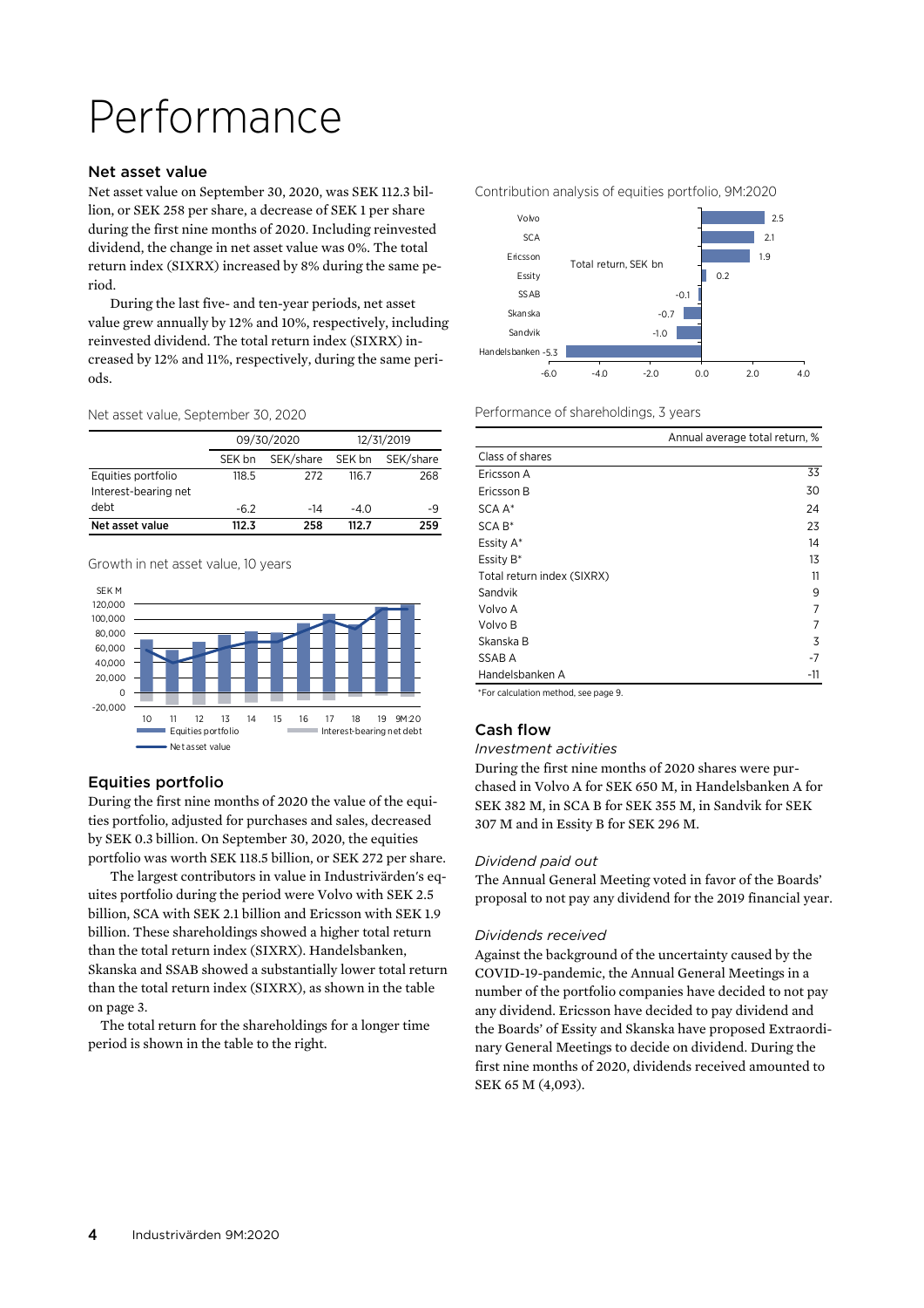# Performance

## Net asset value

Net asset value on September 30, 2020, was SEK 112.3 billion, or SEK 258 per share, a decrease of SEK 1 per share during the first nine months of 2020. Including reinvested dividend, the change in net asset value was 0%. The total return index (SIXRX) increased by 8% during the same period.

During the last five- and ten-year periods, net asset value grew annually by 12% and 10%, respectively, including reinvested dividend. The total return index (SIXRX) increased by 12% and 11%, respectively, during the same periods.

Net asset value, September 30, 2020

| | 09/30/2020 | | 12/31/2019 | |
|---|---|---|---|---|
| | SEK bn | SEK/share | SEK bn | SEK/share |
| Equities portfolio | 118.5 | 272 | 116.7 | 268 |
| Interest-bearing net debt | -6.2 | -14 | -4.0 | -9 |
| **Net asset value** | **112.3** | **258** | **112.7** | **259** |

Growth in net asset value, 10 years

## Equities portfolio

During the first nine months of 2020 the value of the equities portfolio, adjusted for purchases and sales, decreased by SEK 0.3 billion. On September 30, 2020, the equities portfolio was worth SEK 118.5 billion, or SEK 272 per share.

The largest contributors in value in Industrivärden's equites portfolio during the period were Volvo with SEK 2.5 billion, SCA with SEK 2.1 billion and Ericsson with SEK 1.9 billion. These shareholdings showed a higher total return than the total return index (SIXRX). Handelsbanken, Skanska and SSAB showed a substantially lower total return than the total return index (SIXRX), as shown in the table on page 3.

The total return for the shareholdings for a longer time period is shown in the table to the right.

Contribution analysis of equities portfolio, 9M:2020

| Total return, SEK bn | |
|---|---|
| Volvo | 2.5 |
| SCA | 2.1 |
| Ericsson | 1.9 |
| Essity | 0.2 |
| SSAB | -0.1 |
| Skanska | -0.7 |
| Sandvik | -1.0 |
| Handelsbanken | -5.3 |

Performance of shareholdings, 3 years

| Class of shares | Annual average total return, % |
|---|---|
| Ericsson A | 33 |
| Ericsson B | 30 |
| SCA A* | 24 |
| SCA B* | 23 |
| Essity A* | 14 |
| Essity B* | 13 |
| Total return index (SIXRX) | 11 |
| Sandvik | 9 |
| Volvo A | 7 |
| Volvo B | 7 |
| Skanska B | 3 |
| SSAB A | -7 |
| Handelsbanken A | -11 |

*For calculation method, see page 9.

## Cash flow

*Investment activities*

During the first nine months of 2020 shares were purchased in Volvo A for SEK 650 M, in Handelsbanken A for SEK 382 M, in SCA B for SEK 355 M, in Sandvik for SEK 307 M and in Essity B for SEK 296 M.

*Dividend paid out*

The Annual General Meeting voted in favor of the Boards' proposal to not pay any dividend for the 2019 financial year.

*Dividends received*

Against the background of the uncertainty caused by the COVID-19-pandemic, the Annual General Meetings in a number of the portfolio companies have decided to not pay any dividend. Ericsson have decided to pay dividend and the Boards' of Essity and Skanska have proposed Extraordinary General Meetings to decide on dividend. During the first nine months of 2020, dividends received amounted to SEK 65 M (4,093).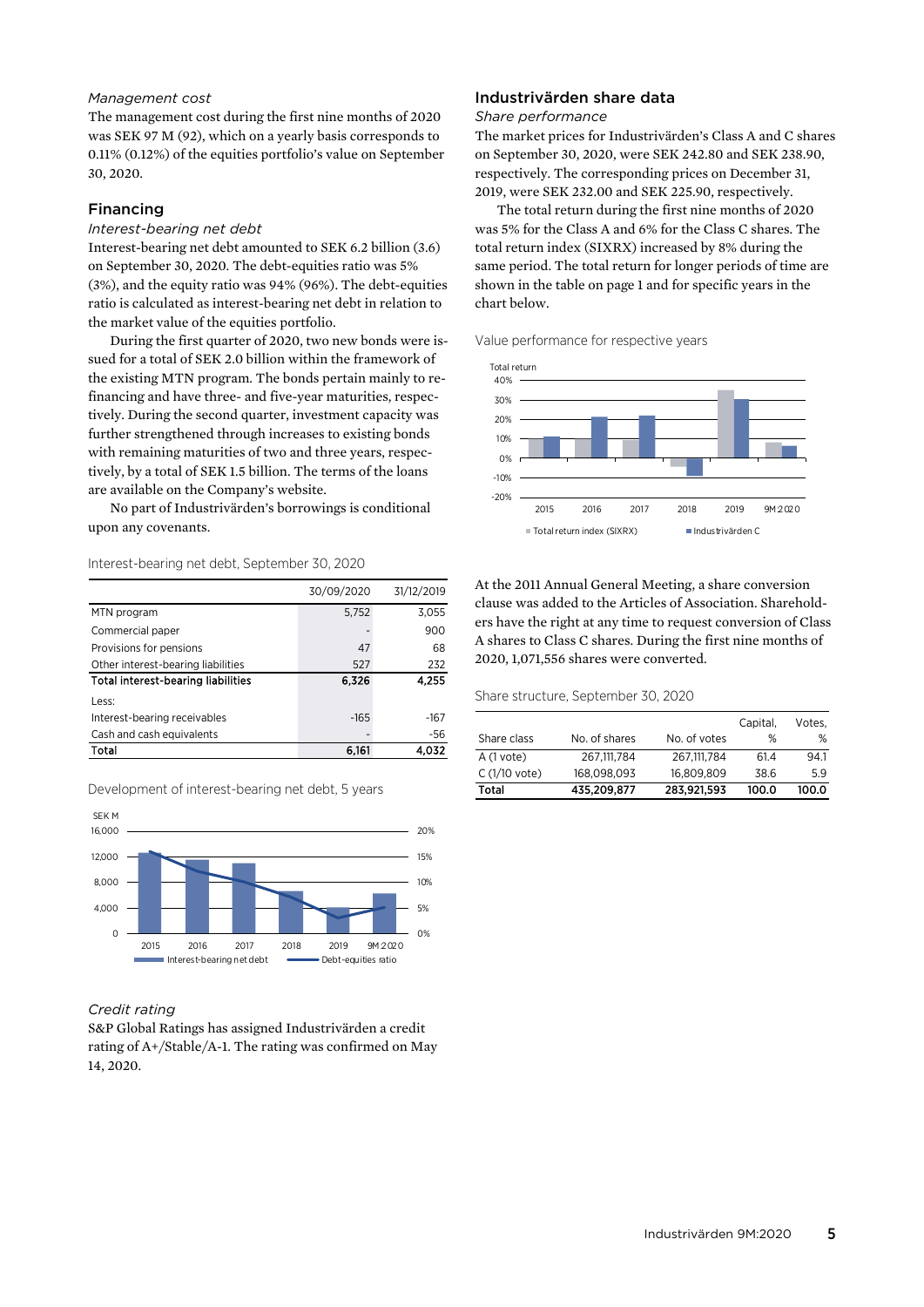*Management cost*

The management cost during the first nine months of 2020 was SEK 97 M (92), which on a yearly basis corresponds to 0.11% (0.12%) of the equities portfolio's value on September 30, 2020.

## Financing

*Interest-bearing net debt*

Interest-bearing net debt amounted to SEK 6.2 billion (3.6) on September 30, 2020. The debt-equities ratio was 5% (3%), and the equity ratio was 94% (96%). The debt-equities ratio is calculated as interest-bearing net debt in relation to the market value of the equities portfolio.

During the first quarter of 2020, two new bonds were issued for a total of SEK 2.0 billion within the framework of the existing MTN program. The bonds pertain mainly to refinancing and have three- and five-year maturities, respectively. During the second quarter, investment capacity was further strengthened through increases to existing bonds with remaining maturities of two and three years, respectively, by a total of SEK 1.5 billion. The terms of the loans are available on the Company's website.

No part of Industrivärden's borrowings is conditional upon any covenants.

Interest-bearing net debt, September 30, 2020

| | 30/09/2020 | 31/12/2019 |
|---|---|---|
| MTN program | 5,752 | 3,055 |
| Commercial paper | - | 900 |
| Provisions for pensions | 47 | 68 |
| Other interest-bearing liabilities | 527 | 232 |
| **Total interest-bearing liabilities** | **6,326** | **4,255** |
| Less: | | |
| Interest-bearing receivables | -165 | -167 |
| Cash and cash equivalents | - | -56 |
| **Total** | **6,161** | **4,032** |

Development of interest-bearing net debt, 5 years

*Credit rating*

S&P Global Ratings has assigned Industrivärden a credit rating of A+/Stable/A-1. The rating was confirmed on May 14, 2020.

## Industrivärden share data

*Share performance*

The market prices for Industrivärden's Class A and C shares on September 30, 2020, were SEK 242.80 and SEK 238.90, respectively. The corresponding prices on December 31, 2019, were SEK 232.00 and SEK 225.90, respectively.

The total return during the first nine months of 2020 was 5% for the Class A and 6% for the Class C shares. The total return index (SIXRX) increased by 8% during the same period. The total return for longer periods of time are shown in the table on page 1 and for specific years in the chart below.

Value performance for respective years

At the 2011 Annual General Meeting, a share conversion clause was added to the Articles of Association. Shareholders have the right at any time to request conversion of Class A shares to Class C shares. During the first nine months of 2020, 1,071,556 shares were converted.

Share structure, September 30, 2020

| Share class | No. of shares | No. of votes | Capital, % | Votes, % |
|---|---|---|---|---|
| A (1 vote) | 267,111,784 | 267,111,784 | 61.4 | 94.1 |
| C (1/10 vote) | 168,098,093 | 16,809,809 | 38.6 | 5.9 |
| **Total** | **435,209,877** | **283,921,593** | **100.0** | **100.0** |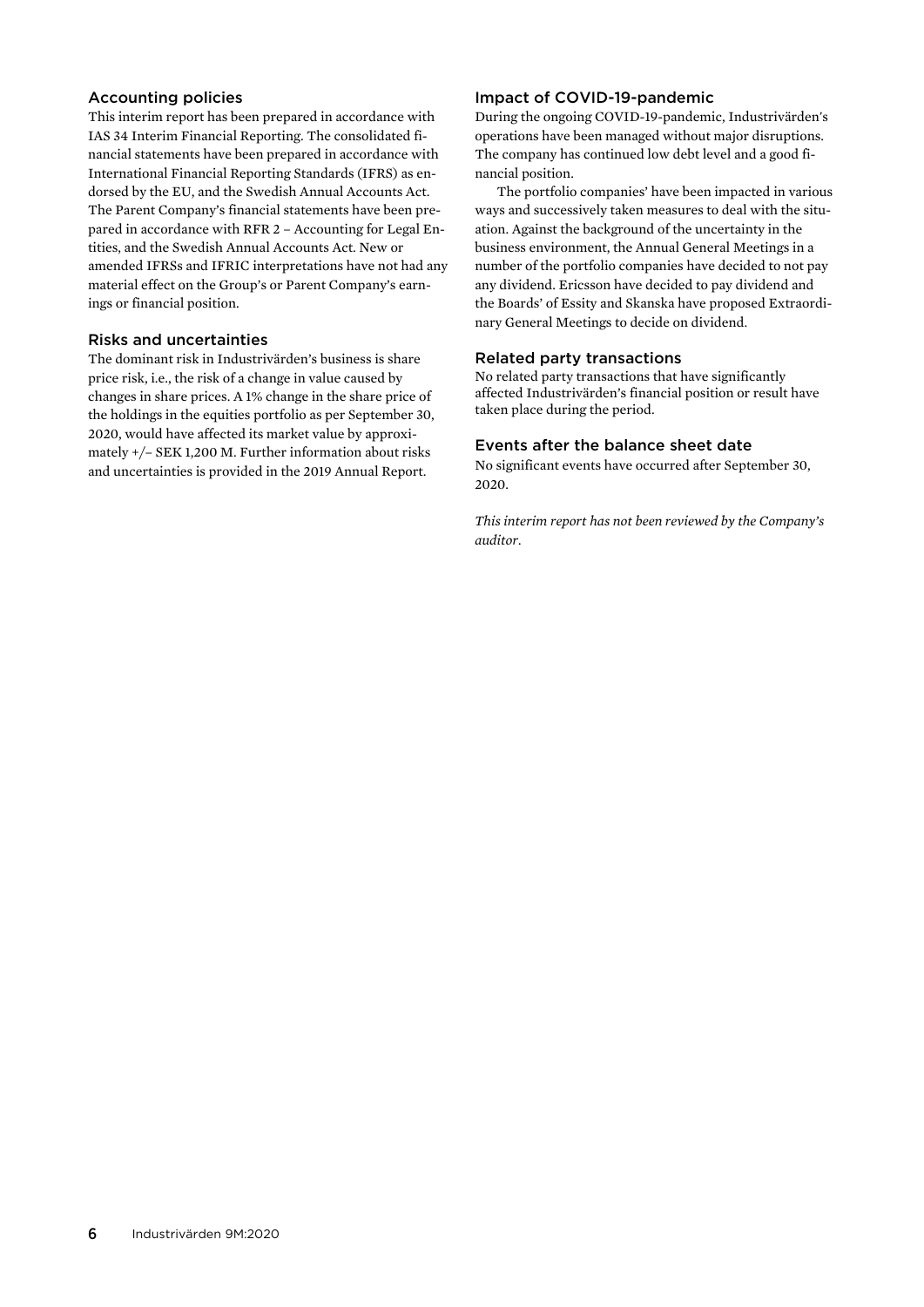## Accounting policies

This interim report has been prepared in accordance with IAS 34 Interim Financial Reporting. The consolidated financial statements have been prepared in accordance with International Financial Reporting Standards (IFRS) as endorsed by the EU, and the Swedish Annual Accounts Act. The Parent Company's financial statements have been prepared in accordance with RFR 2 – Accounting for Legal Entities, and the Swedish Annual Accounts Act. New or amended IFRSs and IFRIC interpretations have not had any material effect on the Group's or Parent Company's earnings or financial position.

## Risks and uncertainties

The dominant risk in Industrivärden's business is share price risk, i.e., the risk of a change in value caused by changes in share prices. A 1% change in the share price of the holdings in the equities portfolio as per September 30, 2020, would have affected its market value by approximately +/– SEK 1,200 M. Further information about risks and uncertainties is provided in the 2019 Annual Report.

## Impact of COVID-19-pandemic

During the ongoing COVID-19-pandemic, Industrivärden's operations have been managed without major disruptions. The company has continued low debt level and a good financial position.

The portfolio companies' have been impacted in various ways and successively taken measures to deal with the situation. Against the background of the uncertainty in the business environment, the Annual General Meetings in a number of the portfolio companies have decided to not pay any dividend. Ericsson have decided to pay dividend and the Boards' of Essity and Skanska have proposed Extraordinary General Meetings to decide on dividend.

## Related party transactions

No related party transactions that have significantly affected Industrivärden's financial position or result have taken place during the period.

## Events after the balance sheet date

No significant events have occurred after September 30, 2020.

*This interim report has not been reviewed by the Company's auditor.*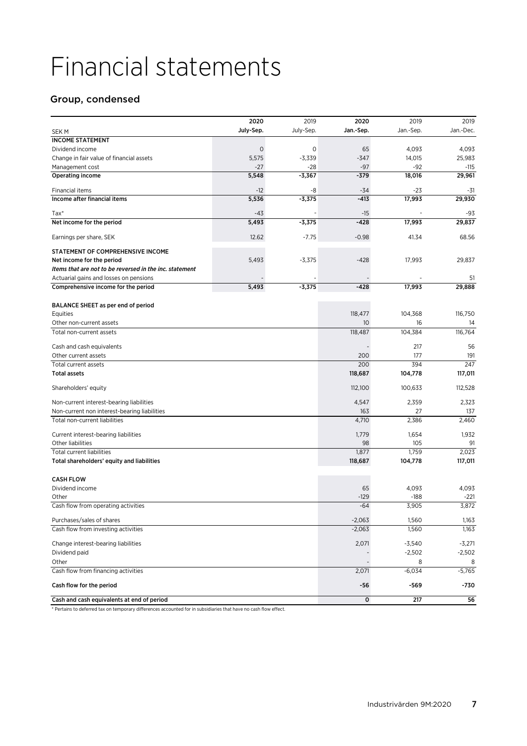# Financial statements

## Group, condensed

| SEK M | 2020 July-Sep. | 2019 July-Sep. | 2020 Jan.-Sep. | 2019 Jan.-Sep. | 2019 Jan.-Dec. |
|---|---|---|---|---|---|
| **INCOME STATEMENT** | | | | | |
| Dividend income | 0 | 0 | 65 | 4,093 | 4,093 |
| Change in fair value of financial assets | 5,575 | -3,339 | -347 | 14,015 | 25,983 |
| Management cost | -27 | -28 | -97 | -92 | -115 |
| **Operating income** | **5,548** | **-3,367** | **-379** | **18,016** | **29,961** |
| Financial items | -12 | -8 | -34 | -23 | -31 |
| **Income after financial items** | **5,536** | **-3,375** | **-413** | **17,993** | **29,930** |
| Tax* | -43 | - | -15 | - | -93 |
| **Net income for the period** | **5,493** | **-3,375** | **-428** | **17,993** | **29,837** |
| Earnings per share, SEK | 12.62 | -7.75 | -0.98 | 41.34 | 68.56 |
| **STATEMENT OF COMPREHENSIVE INCOME** | | | | | |
| Net income for the period | 5,493 | -3,375 | -428 | 17,993 | 29,837 |
| ***Items that are not to be reversed in the inc. statement*** | | | | | |
| Actuarial gains and losses on pensions | - | - | - | - | 51 |
| **Comprehensive income for the period** | **5,493** | **-3,375** | **-428** | **17,993** | **29,888** |
| **BALANCE SHEET as per end of period** | | | | | |
| Equities | | | 118,477 | 104,368 | 116,750 |
| Other non-current assets | | | 10 | 16 | 14 |
| Total non-current assets | | | 118,487 | 104,384 | 116,764 |
| Cash and cash equivalents | | | - | 217 | 56 |
| Other current assets | | | 200 | 177 | 191 |
| Total current assets | | | 200 | 394 | 247 |
| **Total assets** | | | **118,687** | **104,778** | **117,011** |
| Shareholders' equity | | | 112,100 | 100,633 | 112,528 |
| Non-current interest-bearing liabilities | | | 4,547 | 2,359 | 2,323 |
| Non-current non interest-bearing liabilities | | | 163 | 27 | 137 |
| Total non-current liabilities | | | 4,710 | 2,386 | 2,460 |
| Current interest-bearing liabilities | | | 1,779 | 1,654 | 1,932 |
| Other liabilities | | | 98 | 105 | 91 |
| Total current liabilities | | | 1,877 | 1,759 | 2,023 |
| **Total shareholders' equity and liabilities** | | | **118,687** | **104,778** | **117,011** |
| **CASH FLOW** | | | | | |
| Dividend income | | | 65 | 4,093 | 4,093 |
| Other | | | -129 | -188 | -221 |
| Cash flow from operating activities | | | -64 | 3,905 | 3,872 |
| Purchases/sales of shares | | | -2,063 | 1,560 | 1,163 |
| Cash flow from investing activities | | | -2,063 | 1,560 | 1,163 |
| Change interest-bearing liabilities | | | 2,071 | -3,540 | -3,271 |
| Dividend paid | | | - | -2,502 | -2,502 |
| Other | | | - | 8 | 8 |
| Cash flow from financing activities | | | 2,071 | -6,034 | -5,765 |
| **Cash flow for the period** | | | **-56** | **-569** | **-730** |
| **Cash and cash equivalents at end of period** | | | **0** | **217** | **56** |

\* Pertains to deferred tax on temporary differences accounted for in subsidiaries that have no cash flow effect.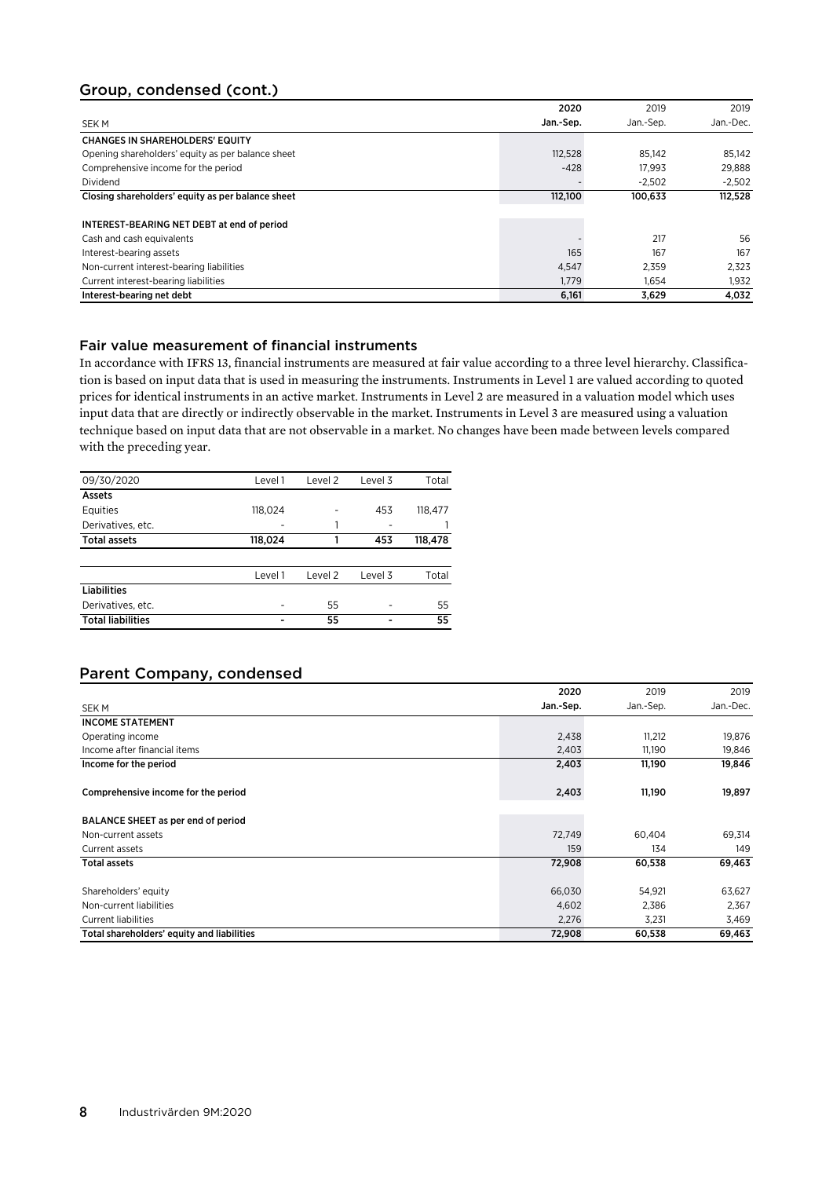## Group, condensed (cont.)

| SEK M | 2020 Jan.-Sep. | 2019 Jan.-Sep. | 2019 Jan.-Dec. |
|---|---|---|---|
| **CHANGES IN SHAREHOLDERS' EQUITY** | | | |
| Opening shareholders' equity as per balance sheet | 112,528 | 85,142 | 85,142 |
| Comprehensive income for the period | -428 | 17,993 | 29,888 |
| Dividend | - | -2,502 | -2,502 |
| **Closing shareholders' equity as per balance sheet** | **112,100** | **100,633** | **112,528** |
| | | | |
| **INTEREST-BEARING NET DEBT at end of period** | | | |
| Cash and cash equivalents | - | 217 | 56 |
| Interest-bearing assets | 165 | 167 | 167 |
| Non-current interest-bearing liabilities | 4,547 | 2,359 | 2,323 |
| Current interest-bearing liabilities | 1,779 | 1,654 | 1,932 |
| **Interest-bearing net debt** | **6,161** | **3,629** | **4,032** |

### Fair value measurement of financial instruments

In accordance with IFRS 13, financial instruments are measured at fair value according to a three level hierarchy. Classification is based on input data that is used in measuring the instruments. Instruments in Level 1 are valued according to quoted prices for identical instruments in an active market. Instruments in Level 2 are measured in a valuation model which uses input data that are directly or indirectly observable in the market. Instruments in Level 3 are measured using a valuation technique based on input data that are not observable in a market. No changes have been made between levels compared with the preceding year.

| 09/30/2020 | Level 1 | Level 2 | Level 3 | Total |
|---|---|---|---|---|
| **Assets** | | | | |
| Equities | 118,024 | - | 453 | 118,477 |
| Derivatives, etc. | - | 1 | - | 1 |
| **Total assets** | **118,024** | **1** | **453** | **118,478** |

| | Level 1 | Level 2 | Level 3 | Total |
|---|---|---|---|---|
| **Liabilities** | | | | |
| Derivatives, etc. | - | 55 | - | 55 |
| **Total liabilities** | **-** | **55** | **-** | **55** |

## Parent Company, condensed

| SEK M | 2020 Jan.-Sep. | 2019 Jan.-Sep. | 2019 Jan.-Dec. |
|---|---|---|---|
| **INCOME STATEMENT** | | | |
| Operating income | 2,438 | 11,212 | 19,876 |
| Income after financial items | 2,403 | 11,190 | 19,846 |
| **Income for the period** | **2,403** | **11,190** | **19,846** |
| | | | |
| **Comprehensive income for the period** | **2,403** | **11,190** | **19,897** |
| | | | |
| **BALANCE SHEET as per end of period** | | | |
| Non-current assets | 72,749 | 60,404 | 69,314 |
| Current assets | 159 | 134 | 149 |
| **Total assets** | **72,908** | **60,538** | **69,463** |
| | | | |
| Shareholders' equity | 66,030 | 54,921 | 63,627 |
| Non-current liabilities | 4,602 | 2,386 | 2,367 |
| Current liabilities | 2,276 | 3,231 | 3,469 |
| **Total shareholders' equity and liabilities** | **72,908** | **60,538** | **69,463** |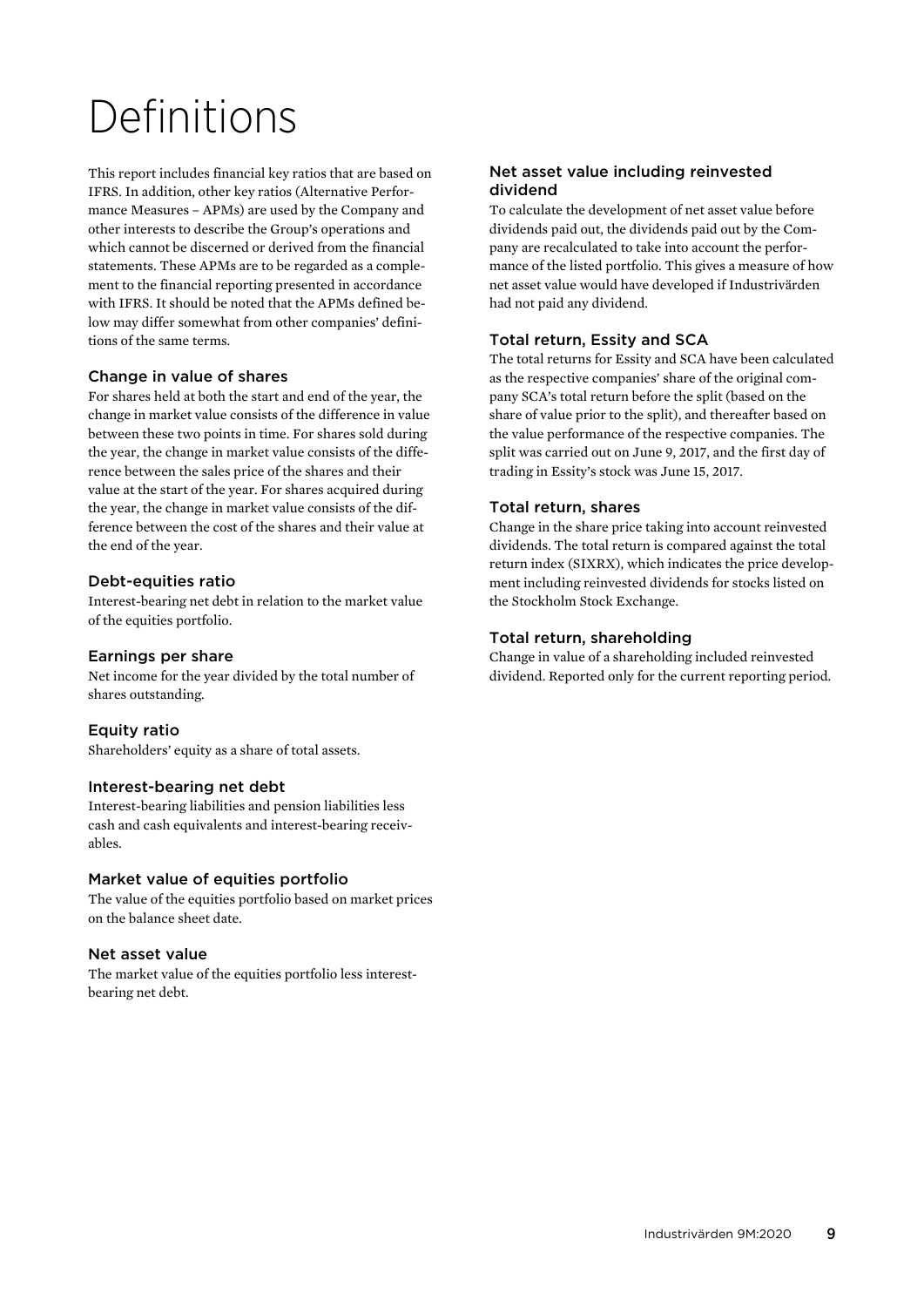# Definitions

This report includes financial key ratios that are based on IFRS. In addition, other key ratios (Alternative Performance Measures – APMs) are used by the Company and other interests to describe the Group's operations and which cannot be discerned or derived from the financial statements. These APMs are to be regarded as a complement to the financial reporting presented in accordance with IFRS. It should be noted that the APMs defined below may differ somewhat from other companies' definitions of the same terms.

### Change in value of shares

For shares held at both the start and end of the year, the change in market value consists of the difference in value between these two points in time. For shares sold during the year, the change in market value consists of the difference between the sales price of the shares and their value at the start of the year. For shares acquired during the year, the change in market value consists of the difference between the cost of the shares and their value at the end of the year.

### Debt-equities ratio

Interest-bearing net debt in relation to the market value of the equities portfolio.

### Earnings per share

Net income for the year divided by the total number of shares outstanding.

### Equity ratio

Shareholders' equity as a share of total assets.

### Interest-bearing net debt

Interest-bearing liabilities and pension liabilities less cash and cash equivalents and interest-bearing receivables.

### Market value of equities portfolio

The value of the equities portfolio based on market prices on the balance sheet date.

### Net asset value

The market value of the equities portfolio less interest-bearing net debt.

### Net asset value including reinvested dividend

To calculate the development of net asset value before dividends paid out, the dividends paid out by the Company are recalculated to take into account the performance of the listed portfolio. This gives a measure of how net asset value would have developed if Industrivärden had not paid any dividend.

### Total return, Essity and SCA

The total returns for Essity and SCA have been calculated as the respective companies' share of the original company SCA's total return before the split (based on the share of value prior to the split), and thereafter based on the value performance of the respective companies. The split was carried out on June 9, 2017, and the first day of trading in Essity's stock was June 15, 2017.

### Total return, shares

Change in the share price taking into account reinvested dividends. The total return is compared against the total return index (SIXRX), which indicates the price development including reinvested dividends for stocks listed on the Stockholm Stock Exchange.

### Total return, shareholding

Change in value of a shareholding included reinvested dividend. Reported only for the current reporting period.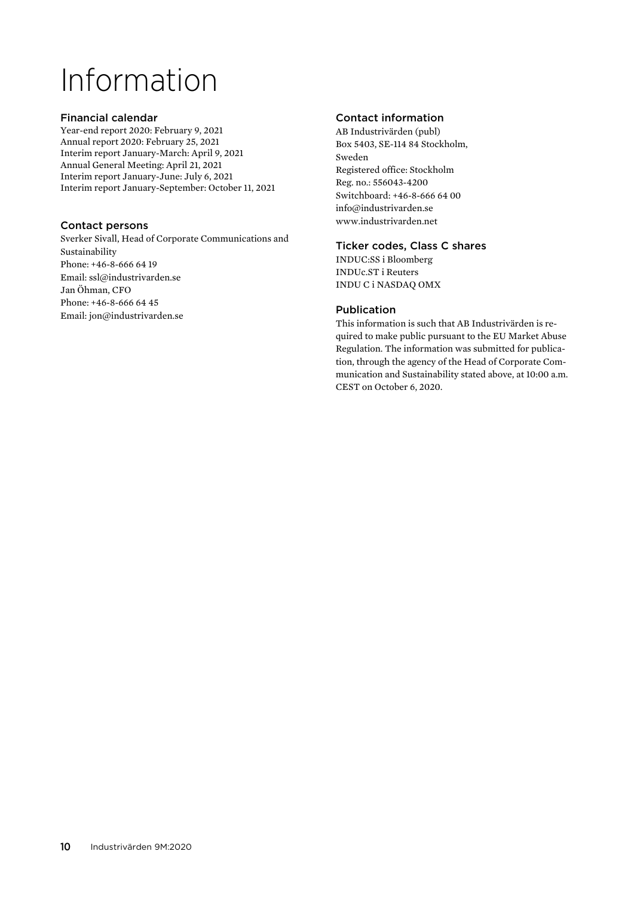# Information

## Financial calendar

Year-end report 2020: February 9, 2021
Annual report 2020: February 25, 2021
Interim report January-March: April 9, 2021
Annual General Meeting: April 21, 2021
Interim report January-June: July 6, 2021
Interim report January-September: October 11, 2021

## Contact persons

Sverker Sivall, Head of Corporate Communications and Sustainability
Phone: +46-8-666 64 19
Email: ssl@industrivarden.se
Jan Öhman, CFO
Phone: +46-8-666 64 45
Email: jon@industrivarden.se

## Contact information

AB Industrivärden (publ)
Box 5403, SE-114 84 Stockholm, Sweden
Registered office: Stockholm
Reg. no.: 556043-4200
Switchboard: +46-8-666 64 00
info@industrivarden.se
www.industrivarden.net

## Ticker codes, Class C shares

INDUC:SS i Bloomberg
INDUc.ST i Reuters
INDU C i NASDAQ OMX

## Publication

This information is such that AB Industrivärden is required to make public pursuant to the EU Market Abuse Regulation. The information was submitted for publication, through the agency of the Head of Corporate Communication and Sustainability stated above, at 10:00 a.m. CEST on October 6, 2020.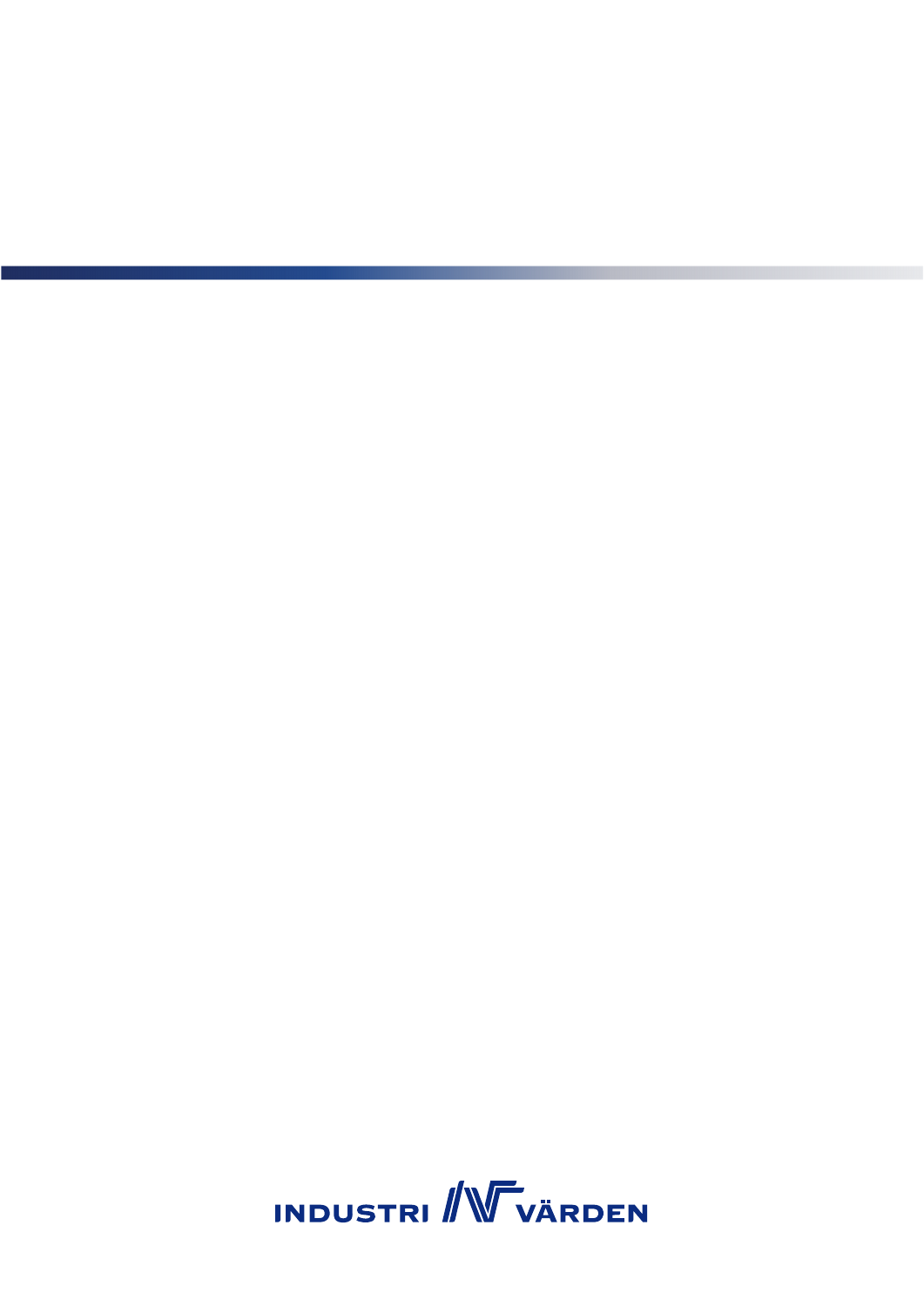INDUSTRI VÄRDEN